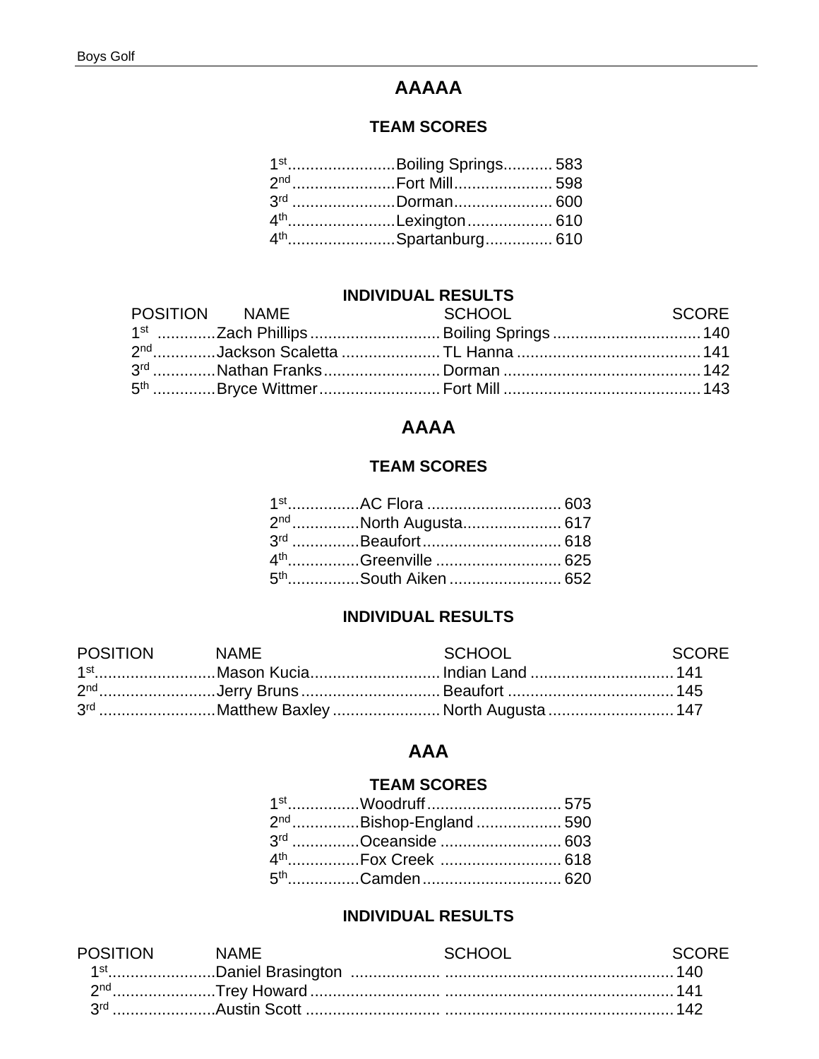# AAAAA

## TEAM SCORES

| Position | School | Score |
|---|---|---|
| 1st | Boiling Springs | 583 |
| 2nd | Fort Mill | 598 |
| 3rd | Dorman | 600 |
| 4th | Lexington | 610 |
| 4th | Spartanburg | 610 |

## INDIVIDUAL RESULTS

| POSITION | NAME | SCHOOL | SCORE |
|---|---|---|---|
| 1st | Zach Phillips | Boiling Springs | 140 |
| 2nd | Jackson Scaletta | TL Hanna | 141 |
| 3rd | Nathan Franks | Dorman | 142 |
| 5th | Bryce Wittmer | Fort Mill | 143 |

# AAAA

## TEAM SCORES

| Position | School | Score |
|---|---|---|
| 1st | AC Flora | 603 |
| 2nd | North Augusta | 617 |
| 3rd | Beaufort | 618 |
| 4th | Greenville | 625 |
| 5th | South Aiken | 652 |

## INDIVIDUAL RESULTS

| POSITION | NAME | SCHOOL | SCORE |
|---|---|---|---|
| 1st | Mason Kucia | Indian Land | 141 |
| 2nd | Jerry Bruns | Beaufort | 145 |
| 3rd | Matthew Baxley | North Augusta | 147 |

# AAA

## TEAM SCORES

| Position | School | Score |
|---|---|---|
| 1st | Woodruff | 575 |
| 2nd | Bishop-England | 590 |
| 3rd | Oceanside | 603 |
| 4th | Fox Creek | 618 |
| 5th | Camden | 620 |

## INDIVIDUAL RESULTS

| POSITION | NAME | SCHOOL | SCORE |
|---|---|---|---|
| 1st | Daniel Brasington | | 140 |
| 2nd | Trey Howard | | 141 |
| 3rd | Austin Scott | | 142 |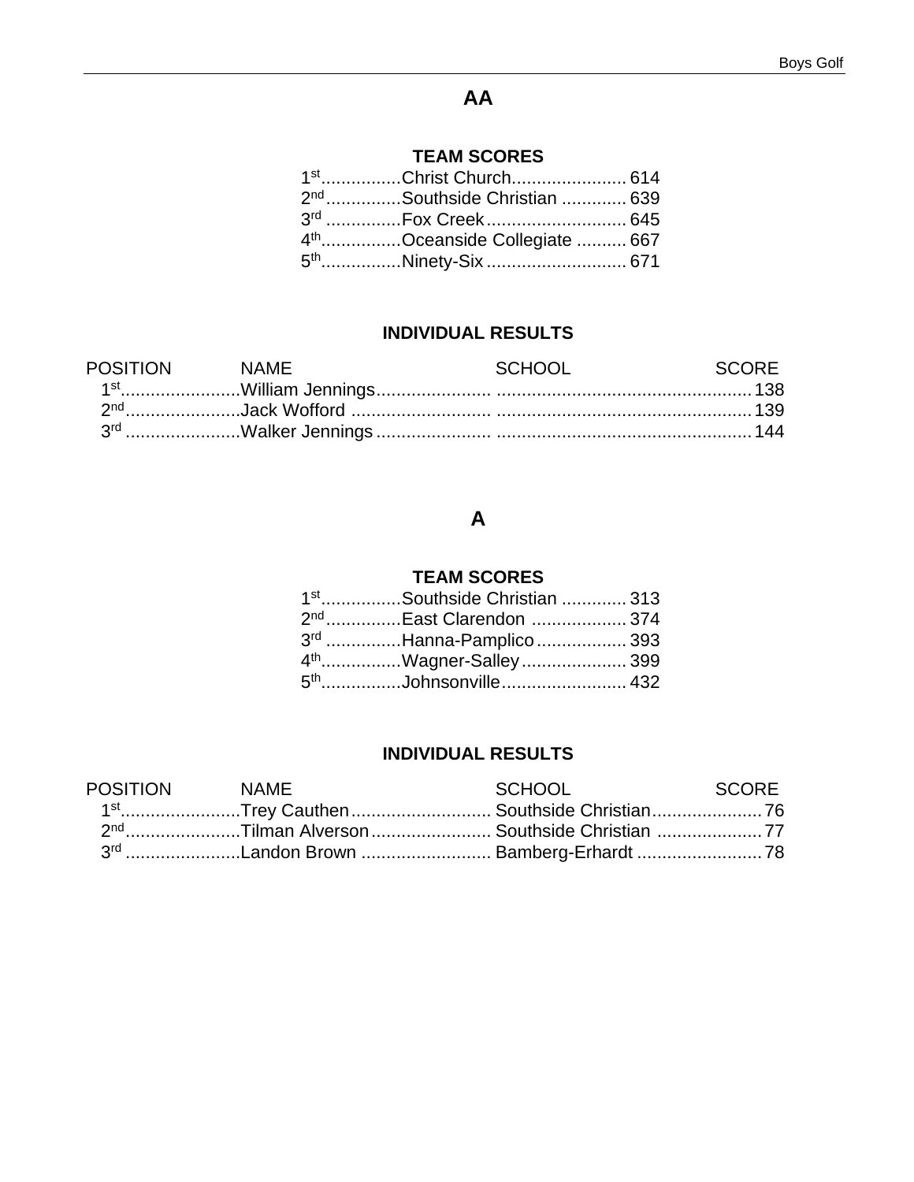## AA

### TEAM SCORES

| Place | School | Score |
|---|---|---|
| 1st | Christ Church | 614 |
| 2nd | Southside Christian | 639 |
| 3rd | Fox Creek | 645 |
| 4th | Oceanside Collegiate | 667 |
| 5th | Ninety-Six | 671 |

### INDIVIDUAL RESULTS

| POSITION | NAME | SCHOOL | SCORE |
|---|---|---|---|
| 1st | William Jennings | | 138 |
| 2nd | Jack Wofford | | 139 |
| 3rd | Walker Jennings | | 144 |

## A

### TEAM SCORES

| Place | School | Score |
|---|---|---|
| 1st | Southside Christian | 313 |
| 2nd | East Clarendon | 374 |
| 3rd | Hanna-Pamplico | 393 |
| 4th | Wagner-Salley | 399 |
| 5th | Johnsonville | 432 |

### INDIVIDUAL RESULTS

| POSITION | NAME | SCHOOL | SCORE |
|---|---|---|---|
| 1st | Trey Cauthen | Southside Christian | 76 |
| 2nd | Tilman Alverson | Southside Christian | 77 |
| 3rd | Landon Brown | Bamberg-Erhardt | 78 |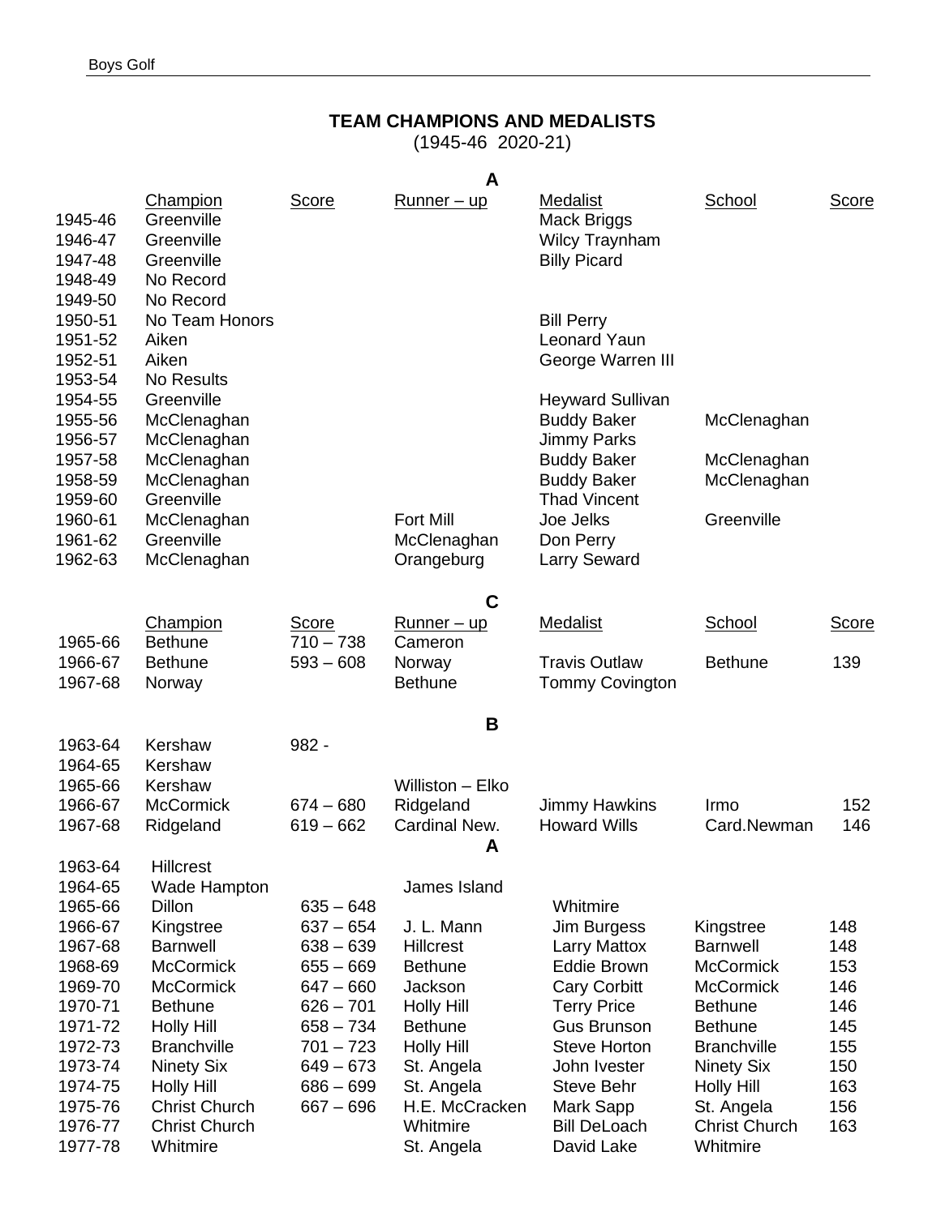## TEAM CHAMPIONS AND MEDALISTS

(1945-46 2020-21)

### A

| | Champion | Score | Runner – up | Medalist | School | Score |
|---|---|---|---|---|---|---|
| 1945-46 | Greenville | | | Mack Briggs | | |
| 1946-47 | Greenville | | | Wilcy Traynham | | |
| 1947-48 | Greenville | | | Billy Picard | | |
| 1948-49 | No Record | | | | | |
| 1949-50 | No Record | | | | | |
| 1950-51 | No Team Honors | | | Bill Perry | | |
| 1951-52 | Aiken | | | Leonard Yaun | | |
| 1952-51 | Aiken | | | George Warren III | | |
| 1953-54 | No Results | | | | | |
| 1954-55 | Greenville | | | Heyward Sullivan | | |
| 1955-56 | McClenaghan | | | Buddy Baker | McClenaghan | |
| 1956-57 | McClenaghan | | | Jimmy Parks | | |
| 1957-58 | McClenaghan | | | Buddy Baker | McClenaghan | |
| 1958-59 | McClenaghan | | | Buddy Baker | McClenaghan | |
| 1959-60 | Greenville | | | Thad Vincent | | |
| 1960-61 | McClenaghan | | Fort Mill | Joe Jelks | Greenville | |
| 1961-62 | Greenville | | McClenaghan | Don Perry | | |
| 1962-63 | McClenaghan | | Orangeburg | Larry Seward | | |

### C

| | Champion | Score | Runner – up | Medalist | School | Score |
|---|---|---|---|---|---|---|
| 1965-66 | Bethune | 710 – 738 | Cameron | | | |
| 1966-67 | Bethune | 593 – 608 | Norway | Travis Outlaw | Bethune | 139 |
| 1967-68 | Norway | | Bethune | Tommy Covington | | |

### B

| | Champion | Score | Runner – up | Medalist | School | Score |
|---|---|---|---|---|---|---|
| 1963-64 | Kershaw | 982 - | | | | |
| 1964-65 | Kershaw | | | | | |
| 1965-66 | Kershaw | | Williston – Elko | | | |
| 1966-67 | McCormick | 674 – 680 | Ridgeland | Jimmy Hawkins | Irmo | 152 |
| 1967-68 | Ridgeland | 619 – 662 | Cardinal New. | Howard Wills | Card.Newman | 146 |

### A

| | Champion | Score | Runner – up | Medalist | School | Score |
|---|---|---|---|---|---|---|
| 1963-64 | Hillcrest | | | | | |
| 1964-65 | Wade Hampton | | James Island | | | |
| 1965-66 | Dillon | 635 – 648 | | Whitmire | | |
| 1966-67 | Kingstree | 637 – 654 | J. L. Mann | Jim Burgess | Kingstree | 148 |
| 1967-68 | Barnwell | 638 – 639 | Hillcrest | Larry Mattox | Barnwell | 148 |
| 1968-69 | McCormick | 655 – 669 | Bethune | Eddie Brown | McCormick | 153 |
| 1969-70 | McCormick | 647 – 660 | Jackson | Cary Corbitt | McCormick | 146 |
| 1970-71 | Bethune | 626 – 701 | Holly Hill | Terry Price | Bethune | 146 |
| 1971-72 | Holly Hill | 658 – 734 | Bethune | Gus Brunson | Bethune | 145 |
| 1972-73 | Branchville | 701 – 723 | Holly Hill | Steve Horton | Branchville | 155 |
| 1973-74 | Ninety Six | 649 – 673 | St. Angela | John Ivester | Ninety Six | 150 |
| 1974-75 | Holly Hill | 686 – 699 | St. Angela | Steve Behr | Holly Hill | 163 |
| 1975-76 | Christ Church | 667 – 696 | H.E. McCracken | Mark Sapp | St. Angela | 156 |
| 1976-77 | Christ Church | | Whitmire | Bill DeLoach | Christ Church | 163 |
| 1977-78 | Whitmire | | St. Angela | David Lake | Whitmire | |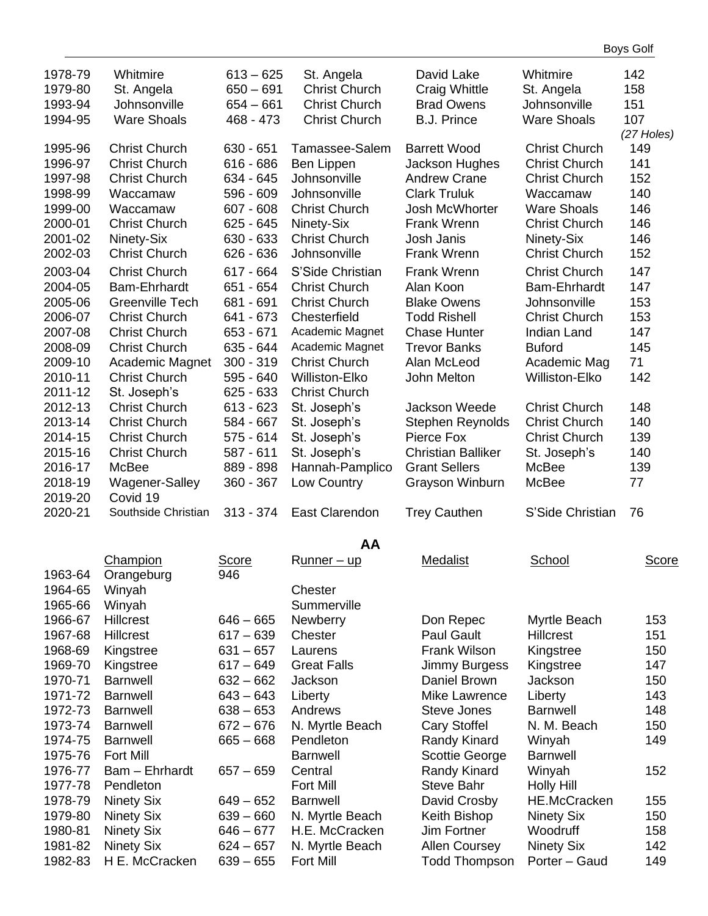| | | | | | | |
|---|---|---|---|---|---|---|
| 1978-79 | Whitmire | 613 – 625 | St. Angela | David Lake | Whitmire | 142 |
| 1979-80 | St. Angela | 650 – 691 | Christ Church | Craig Whittle | St. Angela | 158 |
| 1993-94 | Johnsonville | 654 – 661 | Christ Church | Brad Owens | Johnsonville | 151 |
| 1994-95 | Ware Shoals | 468 - 473 | Christ Church | B.J. Prince | Ware Shoals | 107 *(27 Holes)* |
| 1995-96 | Christ Church | 630 - 651 | Tamassee-Salem | Barrett Wood | Christ Church | 149 |
| 1996-97 | Christ Church | 616 - 686 | Ben Lippen | Jackson Hughes | Christ Church | 141 |
| 1997-98 | Christ Church | 634 - 645 | Johnsonville | Andrew Crane | Christ Church | 152 |
| 1998-99 | Waccamaw | 596 - 609 | Johnsonville | Clark Truluk | Waccamaw | 140 |
| 1999-00 | Waccamaw | 607 - 608 | Christ Church | Josh McWhorter | Ware Shoals | 146 |
| 2000-01 | Christ Church | 625 - 645 | Ninety-Six | Frank Wrenn | Christ Church | 146 |
| 2001-02 | Ninety-Six | 630 - 633 | Christ Church | Josh Janis | Ninety-Six | 146 |
| 2002-03 | Christ Church | 626 - 636 | Johnsonville | Frank Wrenn | Christ Church | 152 |
| 2003-04 | Christ Church | 617 - 664 | S'Side Christian | Frank Wrenn | Christ Church | 147 |
| 2004-05 | Bam-Ehrhardt | 651 - 654 | Christ Church | Alan Koon | Bam-Ehrhardt | 147 |
| 2005-06 | Greenville Tech | 681 - 691 | Christ Church | Blake Owens | Johnsonville | 153 |
| 2006-07 | Christ Church | 641 - 673 | Chesterfield | Todd Rishell | Christ Church | 153 |
| 2007-08 | Christ Church | 653 - 671 | Academic Magnet | Chase Hunter | Indian Land | 147 |
| 2008-09 | Christ Church | 635 - 644 | Academic Magnet | Trevor Banks | Buford | 145 |
| 2009-10 | Academic Magnet | 300 - 319 | Christ Church | Alan McLeod | Academic Mag | 71 |
| 2010-11 | Christ Church | 595 - 640 | Williston-Elko | John Melton | Williston-Elko | 142 |
| 2011-12 | St. Joseph's | 625 - 633 | Christ Church | | | |
| 2012-13 | Christ Church | 613 - 623 | St. Joseph's | Jackson Weede | Christ Church | 148 |
| 2013-14 | Christ Church | 584 - 667 | St. Joseph's | Stephen Reynolds | Christ Church | 140 |
| 2014-15 | Christ Church | 575 - 614 | St. Joseph's | Pierce Fox | Christ Church | 139 |
| 2015-16 | Christ Church | 587 - 611 | St. Joseph's | Christian Balliker | St. Joseph's | 140 |
| 2016-17 | McBee | 889 - 898 | Hannah-Pamplico | Grant Sellers | McBee | 139 |
| 2018-19 | Wagener-Salley | 360 - 367 | Low Country | Grayson Winburn | McBee | 77 |
| 2019-20 | Covid 19 | | | | | |
| 2020-21 | Southside Christian | 313 - 374 | East Clarendon | Trey Cauthen | S'Side Christian | 76 |

## AA

| | Champion | Score | Runner – up | Medalist | School | Score |
|---|---|---|---|---|---|---|
| 1963-64 | Orangeburg | 946 | | | | |
| 1964-65 | Winyah | | Chester | | | |
| 1965-66 | Winyah | | Summerville | | | |
| 1966-67 | Hillcrest | 646 – 665 | Newberry | Don Repec | Myrtle Beach | 153 |
| 1967-68 | Hillcrest | 617 – 639 | Chester | Paul Gault | Hillcrest | 151 |
| 1968-69 | Kingstree | 631 – 657 | Laurens | Frank Wilson | Kingstree | 150 |
| 1969-70 | Kingstree | 617 – 649 | Great Falls | Jimmy Burgess | Kingstree | 147 |
| 1970-71 | Barnwell | 632 – 662 | Jackson | Daniel Brown | Jackson | 150 |
| 1971-72 | Barnwell | 643 – 643 | Liberty | Mike Lawrence | Liberty | 143 |
| 1972-73 | Barnwell | 638 – 653 | Andrews | Steve Jones | Barnwell | 148 |
| 1973-74 | Barnwell | 672 – 676 | N. Myrtle Beach | Cary Stoffel | N. M. Beach | 150 |
| 1974-75 | Barnwell | 665 – 668 | Pendleton | Randy Kinard | Winyah | 149 |
| 1975-76 | Fort Mill | | Barnwell | Scottie George | Barnwell | |
| 1976-77 | Bam – Ehrhardt | 657 – 659 | Central | Randy Kinard | Winyah | 152 |
| 1977-78 | Pendleton | | Fort Mill | Steve Bahr | Holly Hill | |
| 1978-79 | Ninety Six | 649 – 652 | Barnwell | David Crosby | HE.McCracken | 155 |
| 1979-80 | Ninety Six | 639 – 660 | N. Myrtle Beach | Keith Bishop | Ninety Six | 150 |
| 1980-81 | Ninety Six | 646 – 677 | H.E. McCracken | Jim Fortner | Woodruff | 158 |
| 1981-82 | Ninety Six | 624 – 657 | N. Myrtle Beach | Allen Coursey | Ninety Six | 142 |
| 1982-83 | H E. McCracken | 639 – 655 | Fort Mill | Todd Thompson | Porter – Gaud | 149 |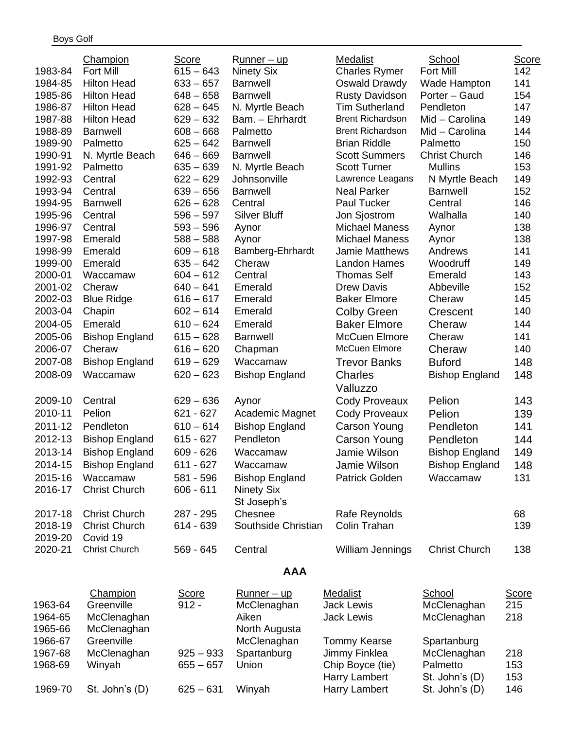| | Champion | Score | Runner – up | Medalist | School | Score |
|---|---|---|---|---|---|---|
| 1983-84 | Fort Mill | 615 – 643 | Ninety Six | Charles Rymer | Fort Mill | 142 |
| 1984-85 | Hilton Head | 633 – 657 | Barnwell | Oswald Drawdy | Wade Hampton | 141 |
| 1985-86 | Hilton Head | 648 – 658 | Barnwell | Rusty Davidson | Porter – Gaud | 154 |
| 1986-87 | Hilton Head | 628 – 645 | N. Myrtle Beach | Tim Sutherland | Pendleton | 147 |
| 1987-88 | Hilton Head | 629 – 632 | Bam. – Ehrhardt | Brent Richardson | Mid – Carolina | 149 |
| 1988-89 | Barnwell | 608 – 668 | Palmetto | Brent Richardson | Mid – Carolina | 144 |
| 1989-90 | Palmetto | 625 – 642 | Barnwell | Brian Riddle | Palmetto | 150 |
| 1990-91 | N. Myrtle Beach | 646 – 669 | Barnwell | Scott Summers | Christ Church | 146 |
| 1991-92 | Palmetto | 635 – 639 | N. Myrtle Beach | Scott Turner | Mullins | 153 |
| 1992-93 | Central | 622 – 629 | Johnsonville | Lawrence Leagans | N Myrtle Beach | 149 |
| 1993-94 | Central | 639 – 656 | Barnwell | Neal Parker | Barnwell | 152 |
| 1994-95 | Barnwell | 626 – 628 | Central | Paul Tucker | Central | 146 |
| 1995-96 | Central | 596 – 597 | Silver Bluff | Jon Sjostrom | Walhalla | 140 |
| 1996-97 | Central | 593 – 596 | Aynor | Michael Maness | Aynor | 138 |
| 1997-98 | Emerald | 588 – 588 | Aynor | Michael Maness | Aynor | 138 |
| 1998-99 | Emerald | 609 – 618 | Bamberg-Ehrhardt | Jamie Matthews | Andrews | 141 |
| 1999-00 | Emerald | 635 – 642 | Cheraw | Landon Hames | Woodruff | 149 |
| 2000-01 | Waccamaw | 604 – 612 | Central | Thomas Self | Emerald | 143 |
| 2001-02 | Cheraw | 640 – 641 | Emerald | Drew Davis | Abbeville | 152 |
| 2002-03 | Blue Ridge | 616 – 617 | Emerald | Baker Elmore | Cheraw | 145 |
| 2003-04 | Chapin | 602 – 614 | Emerald | Colby Green | Crescent | 140 |
| 2004-05 | Emerald | 610 – 624 | Emerald | Baker Elmore | Cheraw | 144 |
| 2005-06 | Bishop England | 615 – 628 | Barnwell | McCuen Elmore | Cheraw | 141 |
| 2006-07 | Cheraw | 616 – 620 | Chapman | McCuen Elmore | Cheraw | 140 |
| 2007-08 | Bishop England | 619 – 629 | Waccamaw | Trevor Banks | Buford | 148 |
| 2008-09 | Waccamaw | 620 – 623 | Bishop England | Charles Valluzzo | Bishop England | 148 |
| 2009-10 | Central | 629 – 636 | Aynor | Cody Proveaux | Pelion | 143 |
| 2010-11 | Pelion | 621 - 627 | Academic Magnet | Cody Proveaux | Pelion | 139 |
| 2011-12 | Pendleton | 610 – 614 | Bishop England | Carson Young | Pendleton | 141 |
| 2012-13 | Bishop England | 615 - 627 | Pendleton | Carson Young | Pendleton | 144 |
| 2013-14 | Bishop England | 609 - 626 | Waccamaw | Jamie Wilson | Bishop England | 149 |
| 2014-15 | Bishop England | 611 - 627 | Waccamaw | Jamie Wilson | Bishop England | 148 |
| 2015-16 | Waccamaw | 581 - 596 | Bishop England | Patrick Golden | Waccamaw | 131 |
| 2016-17 | Christ Church | 606 - 611 | Ninety Six St Joseph's | | | |
| 2017-18 | Christ Church | 287 - 295 | Chesnee | Rafe Reynolds | | 68 |
| 2018-19 | Christ Church | 614 - 639 | Southside Christian | Colin Trahan | | 139 |
| 2019-20 | Covid 19 | | | | | |
| 2020-21 | Christ Church | 569 - 645 | Central | William Jennings | Christ Church | 138 |

## AAA

| | Champion | Score | Runner – up | Medalist | School | Score |
|---|---|---|---|---|---|---|
| 1963-64 | Greenville | 912 - | McClenaghan | Jack Lewis | McClenaghan | 215 |
| 1964-65 | McClenaghan | | Aiken | Jack Lewis | McClenaghan | 218 |
| 1965-66 | McClenaghan | | North Augusta | | | |
| 1966-67 | Greenville | | McClenaghan | Tommy Kearse | Spartanburg | |
| 1967-68 | McClenaghan | 925 – 933 | Spartanburg | Jimmy Finklea | McClenaghan | 218 |
| 1968-69 | Winyah | 655 – 657 | Union | Chip Boyce (tie) Harry Lambert | Palmetto St. John's (D) | 153 153 |
| 1969-70 | St. John's (D) | 625 – 631 | Winyah | Harry Lambert | St. John's (D) | 146 |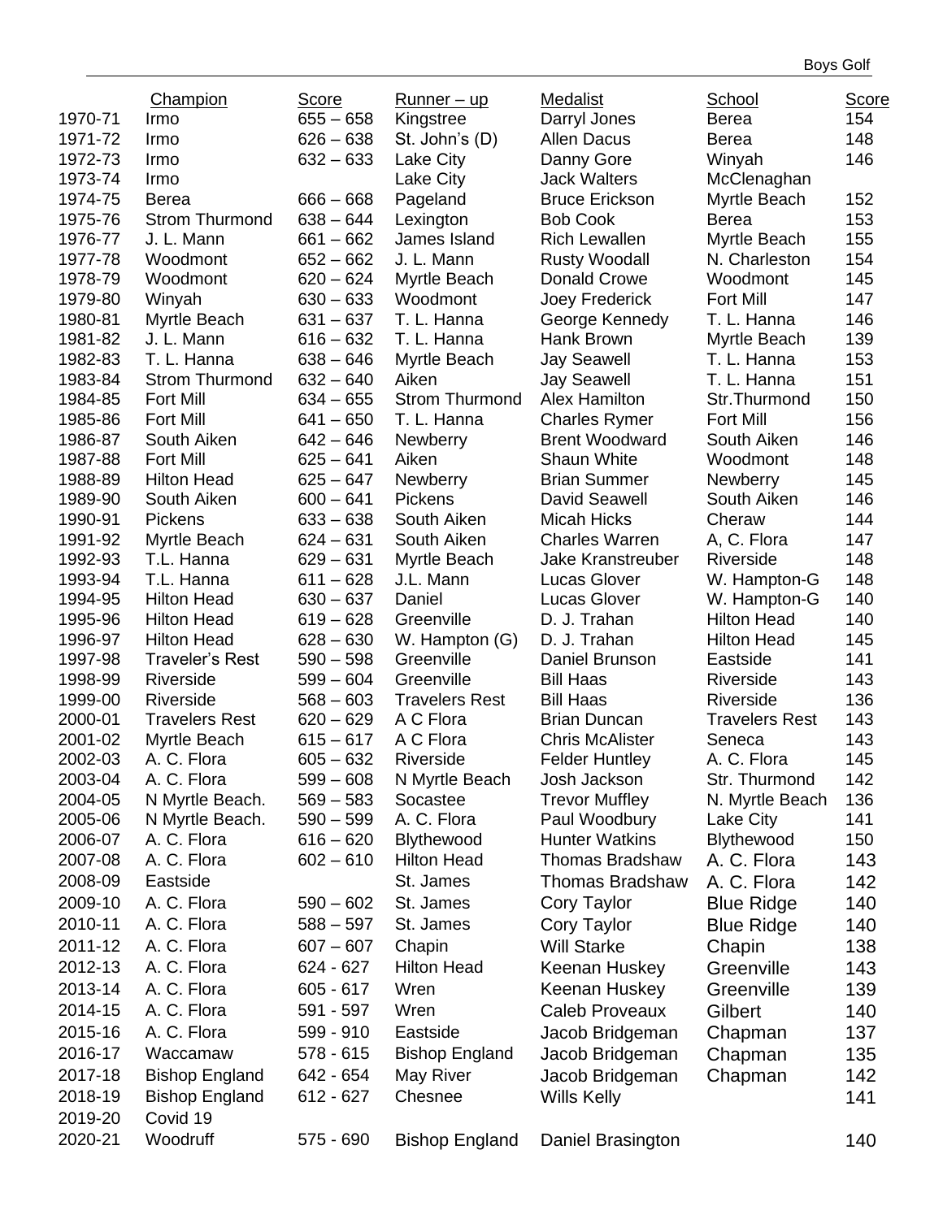| | Champion | Score | Runner – up | Medalist | School | Score |
|---|---|---|---|---|---|---|
| 1970-71 | Irmo | 655 – 658 | Kingstree | Darryl Jones | Berea | 154 |
| 1971-72 | Irmo | 626 – 638 | St. John's (D) | Allen Dacus | Berea | 148 |
| 1972-73 | Irmo | 632 – 633 | Lake City | Danny Gore | Winyah | 146 |
| 1973-74 | Irmo | | Lake City | Jack Walters | McClenaghan | |
| 1974-75 | Berea | 666 – 668 | Pageland | Bruce Erickson | Myrtle Beach | 152 |
| 1975-76 | Strom Thurmond | 638 – 644 | Lexington | Bob Cook | Berea | 153 |
| 1976-77 | J. L. Mann | 661 – 662 | James Island | Rich Lewallen | Myrtle Beach | 155 |
| 1977-78 | Woodmont | 652 – 662 | J. L. Mann | Rusty Woodall | N. Charleston | 154 |
| 1978-79 | Woodmont | 620 – 624 | Myrtle Beach | Donald Crowe | Woodmont | 145 |
| 1979-80 | Winyah | 630 – 633 | Woodmont | Joey Frederick | Fort Mill | 147 |
| 1980-81 | Myrtle Beach | 631 – 637 | T. L. Hanna | George Kennedy | T. L. Hanna | 146 |
| 1981-82 | J. L. Mann | 616 – 632 | T. L. Hanna | Hank Brown | Myrtle Beach | 139 |
| 1982-83 | T. L. Hanna | 638 – 646 | Myrtle Beach | Jay Seawell | T. L. Hanna | 153 |
| 1983-84 | Strom Thurmond | 632 – 640 | Aiken | Jay Seawell | T. L. Hanna | 151 |
| 1984-85 | Fort Mill | 634 – 655 | Strom Thurmond | Alex Hamilton | Str.Thurmond | 150 |
| 1985-86 | Fort Mill | 641 – 650 | T. L. Hanna | Charles Rymer | Fort Mill | 156 |
| 1986-87 | South Aiken | 642 – 646 | Newberry | Brent Woodward | South Aiken | 146 |
| 1987-88 | Fort Mill | 625 – 641 | Aiken | Shaun White | Woodmont | 148 |
| 1988-89 | Hilton Head | 625 – 647 | Newberry | Brian Summer | Newberry | 145 |
| 1989-90 | South Aiken | 600 – 641 | Pickens | David Seawell | South Aiken | 146 |
| 1990-91 | Pickens | 633 – 638 | South Aiken | Micah Hicks | Cheraw | 144 |
| 1991-92 | Myrtle Beach | 624 – 631 | South Aiken | Charles Warren | A, C. Flora | 147 |
| 1992-93 | T.L. Hanna | 629 – 631 | Myrtle Beach | Jake Kranstreuber | Riverside | 148 |
| 1993-94 | T.L. Hanna | 611 – 628 | J.L. Mann | Lucas Glover | W. Hampton-G | 148 |
| 1994-95 | Hilton Head | 630 – 637 | Daniel | Lucas Glover | W. Hampton-G | 140 |
| 1995-96 | Hilton Head | 619 – 628 | Greenville | D. J. Trahan | Hilton Head | 140 |
| 1996-97 | Hilton Head | 628 – 630 | W. Hampton (G) | D. J. Trahan | Hilton Head | 145 |
| 1997-98 | Traveler's Rest | 590 – 598 | Greenville | Daniel Brunson | Eastside | 141 |
| 1998-99 | Riverside | 599 – 604 | Greenville | Bill Haas | Riverside | 143 |
| 1999-00 | Riverside | 568 – 603 | Travelers Rest | Bill Haas | Riverside | 136 |
| 2000-01 | Travelers Rest | 620 – 629 | A C Flora | Brian Duncan | Travelers Rest | 143 |
| 2001-02 | Myrtle Beach | 615 – 617 | A C Flora | Chris McAlister | Seneca | 143 |
| 2002-03 | A. C. Flora | 605 – 632 | Riverside | Felder Huntley | A. C. Flora | 145 |
| 2003-04 | A. C. Flora | 599 – 608 | N Myrtle Beach | Josh Jackson | Str. Thurmond | 142 |
| 2004-05 | N Myrtle Beach. | 569 – 583 | Socastee | Trevor Muffley | N. Myrtle Beach | 136 |
| 2005-06 | N Myrtle Beach. | 590 – 599 | A. C. Flora | Paul Woodbury | Lake City | 141 |
| 2006-07 | A. C. Flora | 616 – 620 | Blythewood | Hunter Watkins | Blythewood | 150 |
| 2007-08 | A. C. Flora | 602 – 610 | Hilton Head | Thomas Bradshaw | A. C. Flora | 143 |
| 2008-09 | Eastside | | St. James | Thomas Bradshaw | A. C. Flora | 142 |
| 2009-10 | A. C. Flora | 590 – 602 | St. James | Cory Taylor | Blue Ridge | 140 |
| 2010-11 | A. C. Flora | 588 – 597 | St. James | Cory Taylor | Blue Ridge | 140 |
| 2011-12 | A. C. Flora | 607 – 607 | Chapin | Will Starke | Chapin | 138 |
| 2012-13 | A. C. Flora | 624 - 627 | Hilton Head | Keenan Huskey | Greenville | 143 |
| 2013-14 | A. C. Flora | 605 - 617 | Wren | Keenan Huskey | Greenville | 139 |
| 2014-15 | A. C. Flora | 591 - 597 | Wren | Caleb Proveaux | Gilbert | 140 |
| 2015-16 | A. C. Flora | 599 - 910 | Eastside | Jacob Bridgeman | Chapman | 137 |
| 2016-17 | Waccamaw | 578 - 615 | Bishop England | Jacob Bridgeman | Chapman | 135 |
| 2017-18 | Bishop England | 642 - 654 | May River | Jacob Bridgeman | Chapman | 142 |
| 2018-19 | Bishop England | 612 - 627 | Chesnee | Wills Kelly | | 141 |
| 2019-20 | Covid 19 | | | | | |
| 2020-21 | Woodruff | 575 - 690 | Bishop England | Daniel Brasington | | 140 |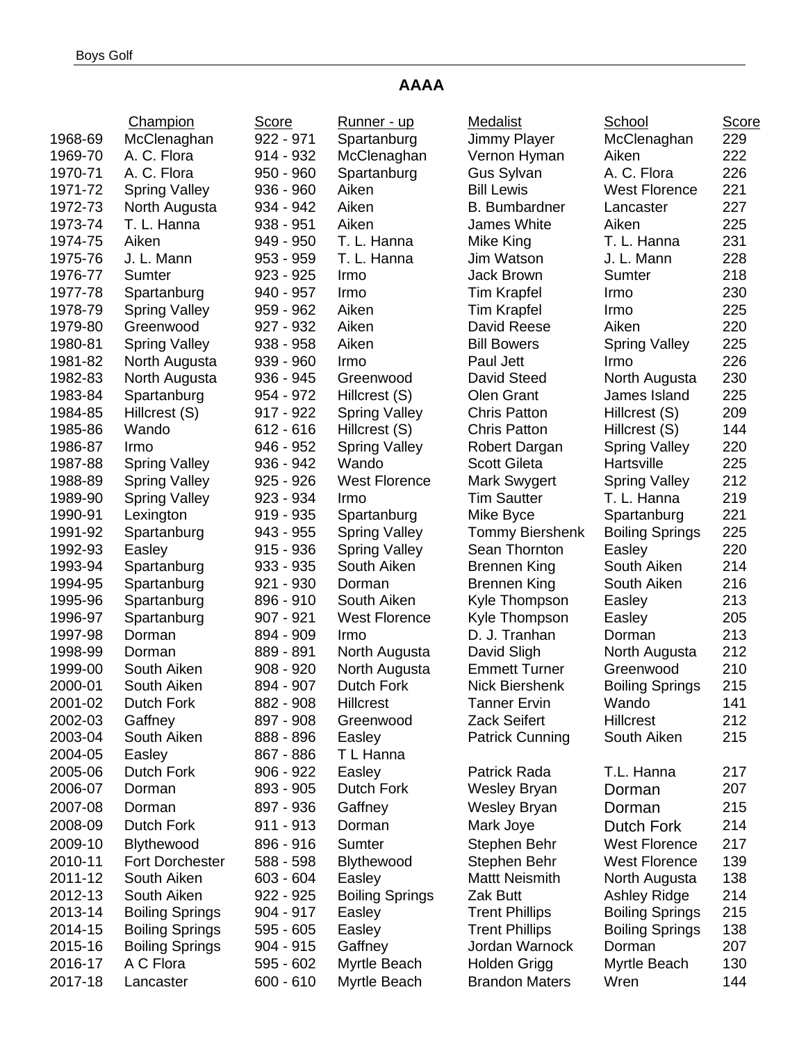## AAAA

| | Champion | Score | Runner - up | Medalist | School | Score |
|---|---|---|---|---|---|---|
| 1968-69 | McClenaghan | 922 - 971 | Spartanburg | Jimmy Player | McClenaghan | 229 |
| 1969-70 | A. C. Flora | 914 - 932 | McClenaghan | Vernon Hyman | Aiken | 222 |
| 1970-71 | A. C. Flora | 950 - 960 | Spartanburg | Gus Sylvan | A. C. Flora | 226 |
| 1971-72 | Spring Valley | 936 - 960 | Aiken | Bill Lewis | West Florence | 221 |
| 1972-73 | North Augusta | 934 - 942 | Aiken | B. Bumbardner | Lancaster | 227 |
| 1973-74 | T. L. Hanna | 938 - 951 | Aiken | James White | Aiken | 225 |
| 1974-75 | Aiken | 949 - 950 | T. L. Hanna | Mike King | T. L. Hanna | 231 |
| 1975-76 | J. L. Mann | 953 - 959 | T. L. Hanna | Jim Watson | J. L. Mann | 228 |
| 1976-77 | Sumter | 923 - 925 | Irmo | Jack Brown | Sumter | 218 |
| 1977-78 | Spartanburg | 940 - 957 | Irmo | Tim Krapfel | Irmo | 230 |
| 1978-79 | Spring Valley | 959 - 962 | Aiken | Tim Krapfel | Irmo | 225 |
| 1979-80 | Greenwood | 927 - 932 | Aiken | David Reese | Aiken | 220 |
| 1980-81 | Spring Valley | 938 - 958 | Aiken | Bill Bowers | Spring Valley | 225 |
| 1981-82 | North Augusta | 939 - 960 | Irmo | Paul Jett | Irmo | 226 |
| 1982-83 | North Augusta | 936 - 945 | Greenwood | David Steed | North Augusta | 230 |
| 1983-84 | Spartanburg | 954 - 972 | Hillcrest (S) | Olen Grant | James Island | 225 |
| 1984-85 | Hillcrest (S) | 917 - 922 | Spring Valley | Chris Patton | Hillcrest (S) | 209 |
| 1985-86 | Wando | 612 - 616 | Hillcrest (S) | Chris Patton | Hillcrest (S) | 144 |
| 1986-87 | Irmo | 946 - 952 | Spring Valley | Robert Dargan | Spring Valley | 220 |
| 1987-88 | Spring Valley | 936 - 942 | Wando | Scott Gileta | Hartsville | 225 |
| 1988-89 | Spring Valley | 925 - 926 | West Florence | Mark Swygert | Spring Valley | 212 |
| 1989-90 | Spring Valley | 923 - 934 | Irmo | Tim Sautter | T. L. Hanna | 219 |
| 1990-91 | Lexington | 919 - 935 | Spartanburg | Mike Byce | Spartanburg | 221 |
| 1991-92 | Spartanburg | 943 - 955 | Spring Valley | Tommy Biershenk | Boiling Springs | 225 |
| 1992-93 | Easley | 915 - 936 | Spring Valley | Sean Thornton | Easley | 220 |
| 1993-94 | Spartanburg | 933 - 935 | South Aiken | Brennen King | South Aiken | 214 |
| 1994-95 | Spartanburg | 921 - 930 | Dorman | Brennen King | South Aiken | 216 |
| 1995-96 | Spartanburg | 896 - 910 | South Aiken | Kyle Thompson | Easley | 213 |
| 1996-97 | Spartanburg | 907 - 921 | West Florence | Kyle Thompson | Easley | 205 |
| 1997-98 | Dorman | 894 - 909 | Irmo | D. J. Tranhan | Dorman | 213 |
| 1998-99 | Dorman | 889 - 891 | North Augusta | David Sligh | North Augusta | 212 |
| 1999-00 | South Aiken | 908 - 920 | North Augusta | Emmett Turner | Greenwood | 210 |
| 2000-01 | South Aiken | 894 - 907 | Dutch Fork | Nick Biershenk | Boiling Springs | 215 |
| 2001-02 | Dutch Fork | 882 - 908 | Hillcrest | Tanner Ervin | Wando | 141 |
| 2002-03 | Gaffney | 897 - 908 | Greenwood | Zack Seifert | Hillcrest | 212 |
| 2003-04 | South Aiken | 888 - 896 | Easley | Patrick Cunning | South Aiken | 215 |
| 2004-05 | Easley | 867 - 886 | T L Hanna | | | |
| 2005-06 | Dutch Fork | 906 - 922 | Easley | Patrick Rada | T.L. Hanna | 217 |
| 2006-07 | Dorman | 893 - 905 | Dutch Fork | Wesley Bryan | Dorman | 207 |
| 2007-08 | Dorman | 897 - 936 | Gaffney | Wesley Bryan | Dorman | 215 |
| 2008-09 | Dutch Fork | 911 - 913 | Dorman | Mark Joye | Dutch Fork | 214 |
| 2009-10 | Blythewood | 896 - 916 | Sumter | Stephen Behr | West Florence | 217 |
| 2010-11 | Fort Dorchester | 588 - 598 | Blythewood | Stephen Behr | West Florence | 139 |
| 2011-12 | South Aiken | 603 - 604 | Easley | Mattt Neismith | North Augusta | 138 |
| 2012-13 | South Aiken | 922 - 925 | Boiling Springs | Zak Butt | Ashley Ridge | 214 |
| 2013-14 | Boiling Springs | 904 - 917 | Easley | Trent Phillips | Boiling Springs | 215 |
| 2014-15 | Boiling Springs | 595 - 605 | Easley | Trent Phillips | Boiling Springs | 138 |
| 2015-16 | Boiling Springs | 904 - 915 | Gaffney | Jordan Warnock | Dorman | 207 |
| 2016-17 | A C Flora | 595 - 602 | Myrtle Beach | Holden Grigg | Myrtle Beach | 130 |
| 2017-18 | Lancaster | 600 - 610 | Myrtle Beach | Brandon Maters | Wren | 144 |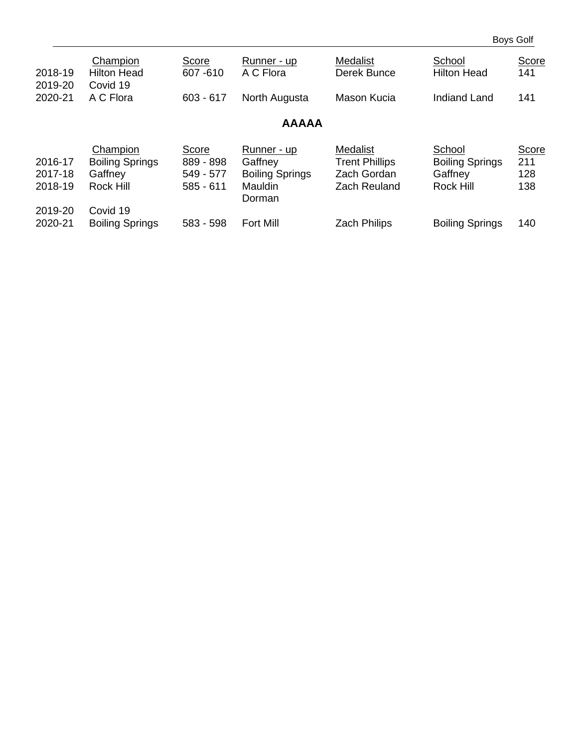| | Champion | Score | Runner - up | Medalist | School | Score |
|---|---|---|---|---|---|---|
| 2018-19 | Hilton Head | 607 -610 | A C Flora | Derek Bunce | Hilton Head | 141 |
| 2019-20 | Covid 19 | | | | | |
| 2020-21 | A C Flora | 603 - 617 | North Augusta | Mason Kucia | Indiand Land | 141 |

## AAAAA

| | Champion | Score | Runner - up | Medalist | School | Score |
|---|---|---|---|---|---|---|
| 2016-17 | Boiling Springs | 889 - 898 | Gaffney | Trent Phillips | Boiling Springs | 211 |
| 2017-18 | Gaffney | 549 - 577 | Boiling Springs | Zach Gordan | Gaffney | 128 |
| 2018-19 | Rock Hill | 585 - 611 | Mauldin Dorman | Zach Reuland | Rock Hill | 138 |
| 2019-20 | Covid 19 | | | | | |
| 2020-21 | Boiling Springs | 583 - 598 | Fort Mill | Zach Philips | Boiling Springs | 140 |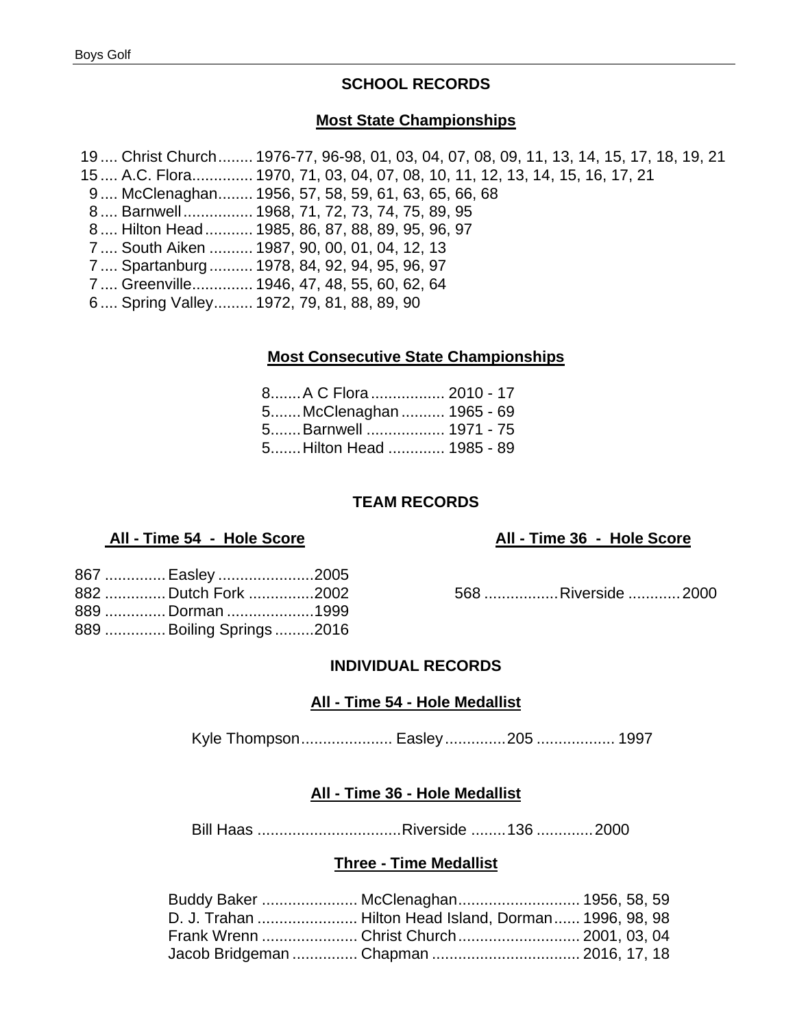## SCHOOL RECORDS

### Most State Championships

| | | |
|---|---|---|
| 19 | Christ Church | 1976-77, 96-98, 01, 03, 04, 07, 08, 09, 11, 13, 14, 15, 17, 18, 19, 21 |
| 15 | A.C. Flora | 1970, 71, 03, 04, 07, 08, 10, 11, 12, 13, 14, 15, 16, 17, 21 |
| 9 | McClenaghan | 1956, 57, 58, 59, 61, 63, 65, 66, 68 |
| 8 | Barnwell | 1968, 71, 72, 73, 74, 75, 89, 95 |
| 8 | Hilton Head | 1985, 86, 87, 88, 89, 95, 96, 97 |
| 7 | South Aiken | 1987, 90, 00, 01, 04, 12, 13 |
| 7 | Spartanburg | 1978, 84, 92, 94, 95, 96, 97 |
| 7 | Greenville | 1946, 47, 48, 55, 60, 62, 64 |
| 6 | Spring Valley | 1972, 79, 81, 88, 89, 90 |

### Most Consecutive State Championships

| | | |
|---|---|---|
| 8 | A C Flora | 2010 - 17 |
| 5 | McClenaghan | 1965 - 69 |
| 5 | Barnwell | 1971 - 75 |
| 5 | Hilton Head | 1985 - 89 |

## TEAM RECORDS

### All - Time 54 - Hole Score

| | | |
|---|---|---|
| 867 | Easley | 2005 |
| 882 | Dutch Fork | 2002 |
| 889 | Dorman | 1999 |
| 889 | Boiling Springs | 2016 |

### All - Time 36 - Hole Score

| | | |
|---|---|---|
| 568 | Riverside | 2000 |

## INDIVIDUAL RECORDS

### All - Time 54 - Hole Medallist

| | | | |
|---|---|---|---|
| Kyle Thompson | Easley | 205 | 1997 |

### All - Time 36 - Hole Medallist

| | | | |
|---|---|---|---|
| Bill Haas | Riverside | 136 | 2000 |

### Three - Time Medallist

| | | |
|---|---|---|
| Buddy Baker | McClenaghan | 1956, 58, 59 |
| D. J. Trahan | Hilton Head Island, Dorman | 1996, 98, 98 |
| Frank Wrenn | Christ Church | 2001, 03, 04 |
| Jacob Bridgeman | Chapman | 2016, 17, 18 |